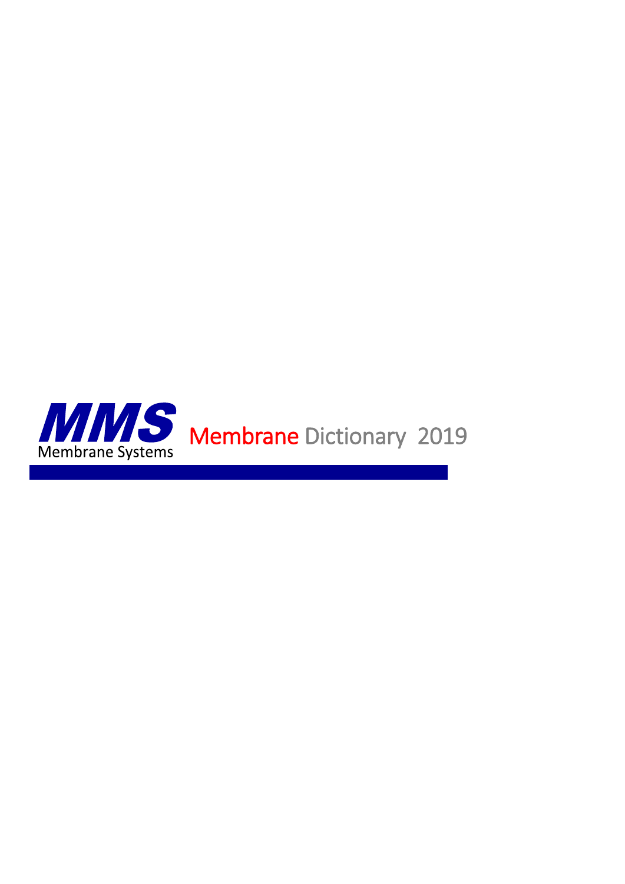**MMS**

Membrane Systems

# Membrane Dictionary 2019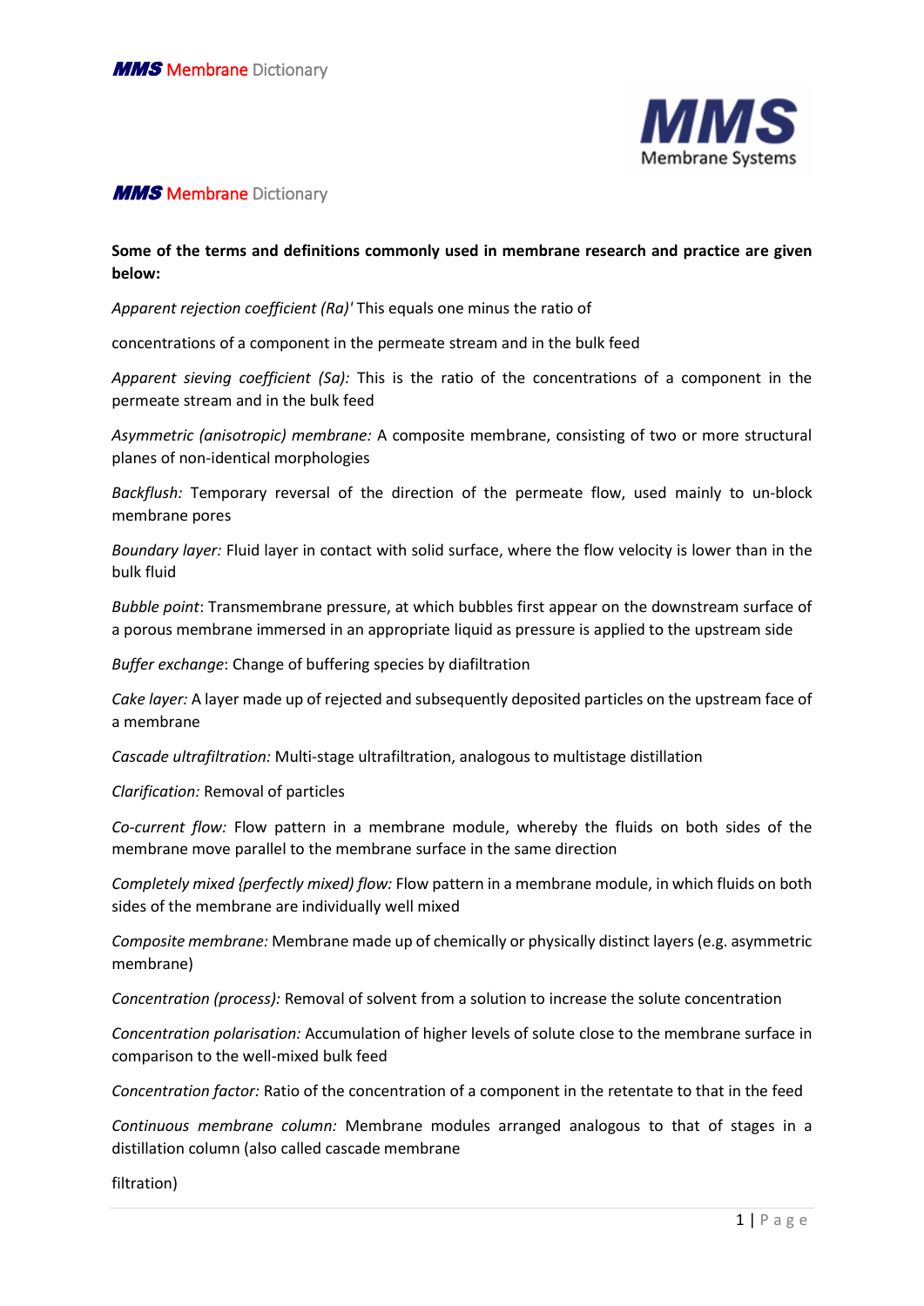# *MMS* Membrane Dictionary

**Some of the terms and definitions commonly used in membrane research and practice are given below:**

*Apparent rejection coefficient (Ra)'* This equals one minus the ratio of

concentrations of a component in the permeate stream and in the bulk feed

*Apparent sieving coefficient (Sa):* This is the ratio of the concentrations of a component in the permeate stream and in the bulk feed

*Asymmetric (anisotropic) membrane:* A composite membrane, consisting of two or more structural planes of non-identical morphologies

*Backflush:* Temporary reversal of the direction of the permeate flow, used mainly to un-block membrane pores

*Boundary layer:* Fluid layer in contact with solid surface, where the flow velocity is lower than in the bulk fluid

*Bubble point*: Transmembrane pressure, at which bubbles first appear on the downstream surface of a porous membrane immersed in an appropriate liquid as pressure is applied to the upstream side

*Buffer exchange*: Change of buffering species by diafiltration

*Cake layer:* A layer made up of rejected and subsequently deposited particles on the upstream face of a membrane

*Cascade ultrafiltration:* Multi-stage ultrafiltration, analogous to multistage distillation

*Clarification:* Removal of particles

*Co-current flow:* Flow pattern in a membrane module, whereby the fluids on both sides of the membrane move parallel to the membrane surface in the same direction

*Completely mixed {perfectly mixed) flow:* Flow pattern in a membrane module, in which fluids on both sides of the membrane are individually well mixed

*Composite membrane:* Membrane made up of chemically or physically distinct layers (e.g. asymmetric membrane)

*Concentration (process):* Removal of solvent from a solution to increase the solute concentration

*Concentration polarisation:* Accumulation of higher levels of solute close to the membrane surface in comparison to the well-mixed bulk feed

*Concentration factor:* Ratio of the concentration of a component in the retentate to that in the feed

*Continuous membrane column:* Membrane modules arranged analogous to that of stages in a distillation column (also called cascade membrane

filtration)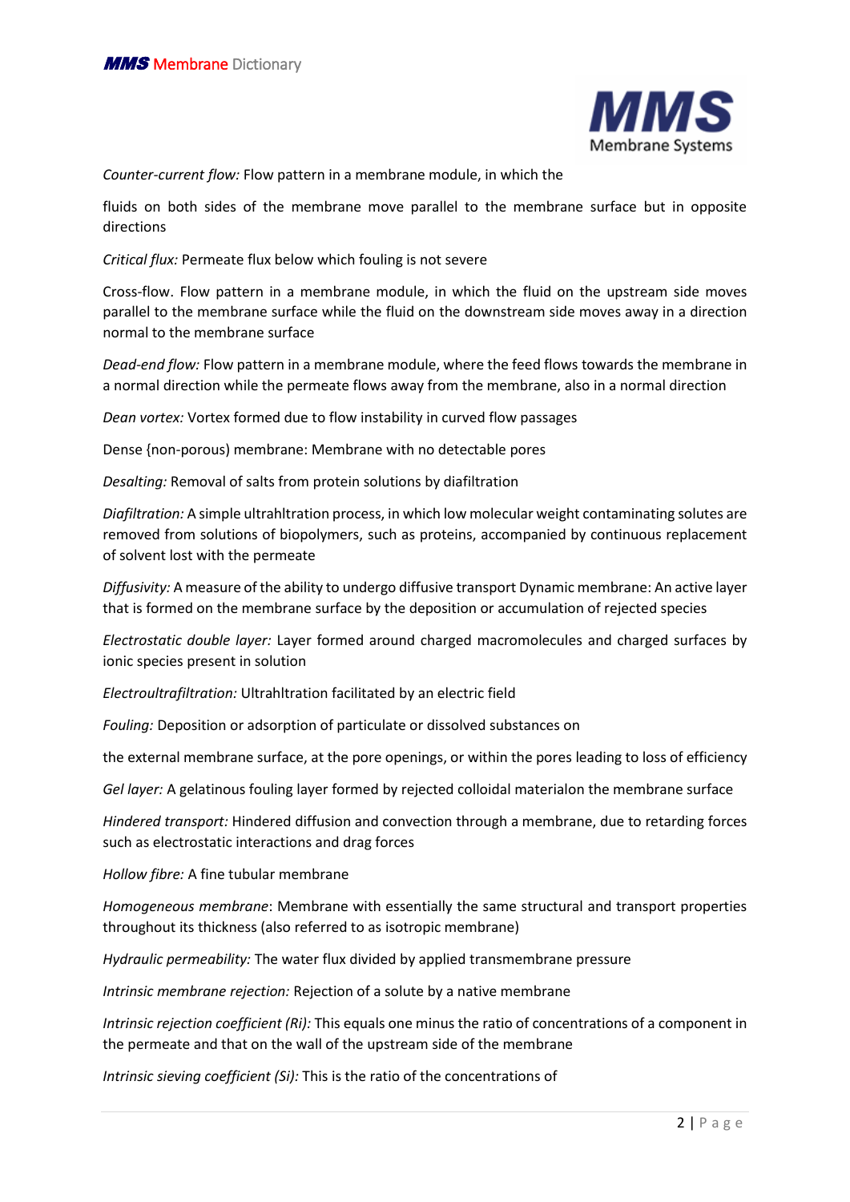*Counter-current flow:* Flow pattern in a membrane module, in which the

fluids on both sides of the membrane move parallel to the membrane surface but in opposite directions

*Critical flux:* Permeate flux below which fouling is not severe

Cross-flow. Flow pattern in a membrane module, in which the fluid on the upstream side moves parallel to the membrane surface while the fluid on the downstream side moves away in a direction normal to the membrane surface

*Dead-end flow:* Flow pattern in a membrane module, where the feed flows towards the membrane in a normal direction while the permeate flows away from the membrane, also in a normal direction

*Dean vortex:* Vortex formed due to flow instability in curved flow passages

Dense {non-porous) membrane: Membrane with no detectable pores

*Desalting:* Removal of salts from protein solutions by diafiltration

*Diafiltration:* A simple ultrahltration process, in which low molecular weight contaminating solutes are removed from solutions of biopolymers, such as proteins, accompanied by continuous replacement of solvent lost with the permeate

*Diffusivity:* A measure of the ability to undergo diffusive transport Dynamic membrane: An active layer that is formed on the membrane surface by the deposition or accumulation of rejected species

*Electrostatic double layer:* Layer formed around charged macromolecules and charged surfaces by ionic species present in solution

*Electroultrafiltration:* Ultrahltration facilitated by an electric field

*Fouling:* Deposition or adsorption of particulate or dissolved substances on

the external membrane surface, at the pore openings, or within the pores leading to loss of efficiency

*Gel layer:* A gelatinous fouling layer formed by rejected colloidal materialon the membrane surface

*Hindered transport:* Hindered diffusion and convection through a membrane, due to retarding forces such as electrostatic interactions and drag forces

*Hollow fibre:* A fine tubular membrane

*Homogeneous membrane*: Membrane with essentially the same structural and transport properties throughout its thickness (also referred to as isotropic membrane)

*Hydraulic permeability:* The water flux divided by applied transmembrane pressure

*Intrinsic membrane rejection:* Rejection of a solute by a native membrane

*Intrinsic rejection coefficient (Ri):* This equals one minus the ratio of concentrations of a component in the permeate and that on the wall of the upstream side of the membrane

*Intrinsic sieving coefficient (Si):* This is the ratio of the concentrations of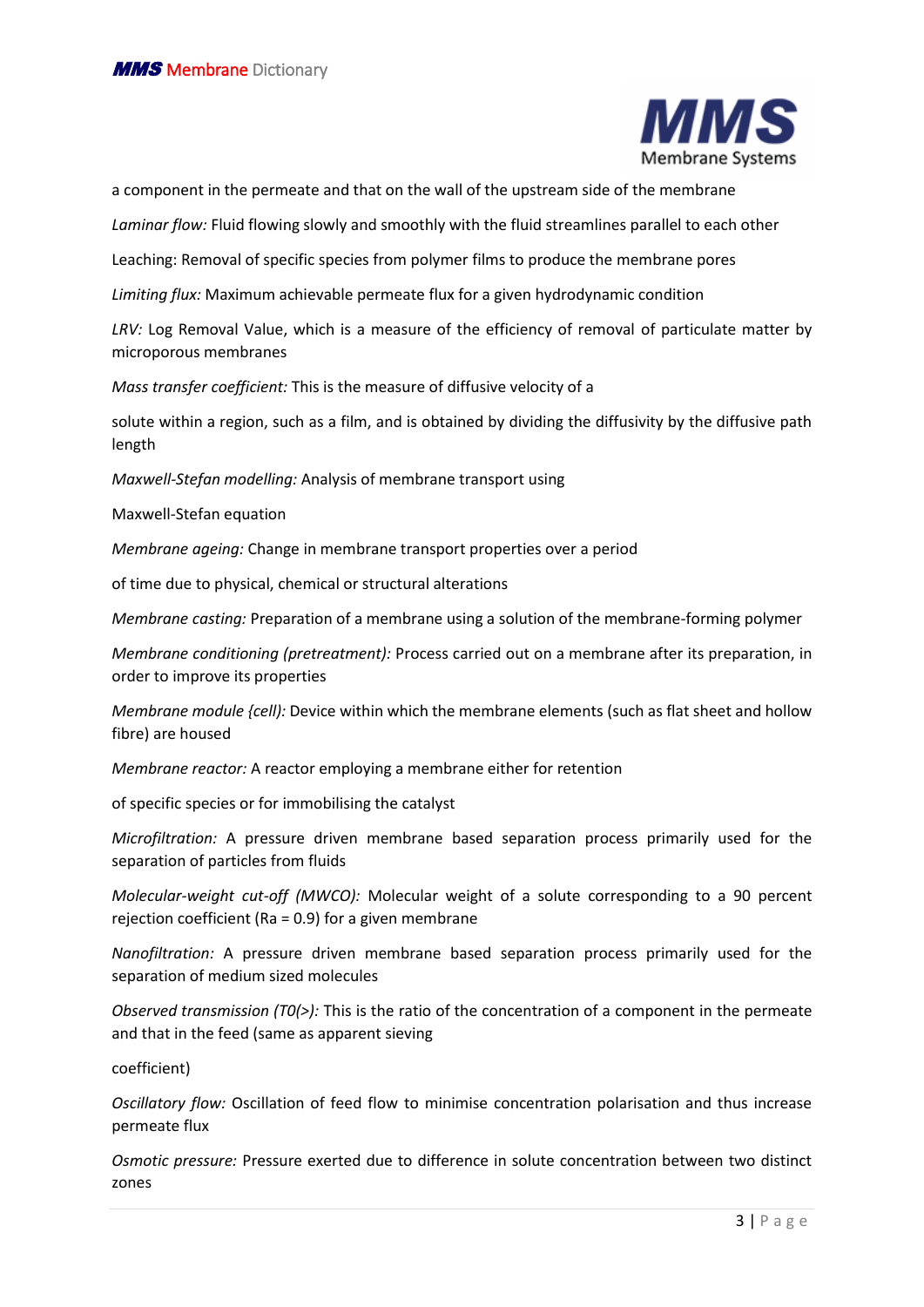a component in the permeate and that on the wall of the upstream side of the membrane

*Laminar flow:* Fluid flowing slowly and smoothly with the fluid streamlines parallel to each other

Leaching: Removal of specific species from polymer films to produce the membrane pores

*Limiting flux:* Maximum achievable permeate flux for a given hydrodynamic condition

*LRV:* Log Removal Value, which is a measure of the efficiency of removal of particulate matter by microporous membranes

*Mass transfer coefficient:* This is the measure of diffusive velocity of a

solute within a region, such as a film, and is obtained by dividing the diffusivity by the diffusive path length

*Maxwell-Stefan modelling:* Analysis of membrane transport using

Maxwell-Stefan equation

*Membrane ageing:* Change in membrane transport properties over a period

of time due to physical, chemical or structural alterations

*Membrane casting:* Preparation of a membrane using a solution of the membrane-forming polymer

*Membrane conditioning (pretreatment):* Process carried out on a membrane after its preparation, in order to improve its properties

*Membrane module {cell):* Device within which the membrane elements (such as flat sheet and hollow fibre) are housed

*Membrane reactor:* A reactor employing a membrane either for retention

of specific species or for immobilising the catalyst

*Microfiltration:* A pressure driven membrane based separation process primarily used for the separation of particles from fluids

*Molecular-weight cut-off (MWCO):* Molecular weight of a solute corresponding to a 90 percent rejection coefficient (Ra = 0.9) for a given membrane

*Nanofiltration:* A pressure driven membrane based separation process primarily used for the separation of medium sized molecules

*Observed transmission (T0(>):* This is the ratio of the concentration of a component in the permeate and that in the feed (same as apparent sieving

coefficient)

*Oscillatory flow:* Oscillation of feed flow to minimise concentration polarisation and thus increase permeate flux

*Osmotic pressure:* Pressure exerted due to difference in solute concentration between two distinct zones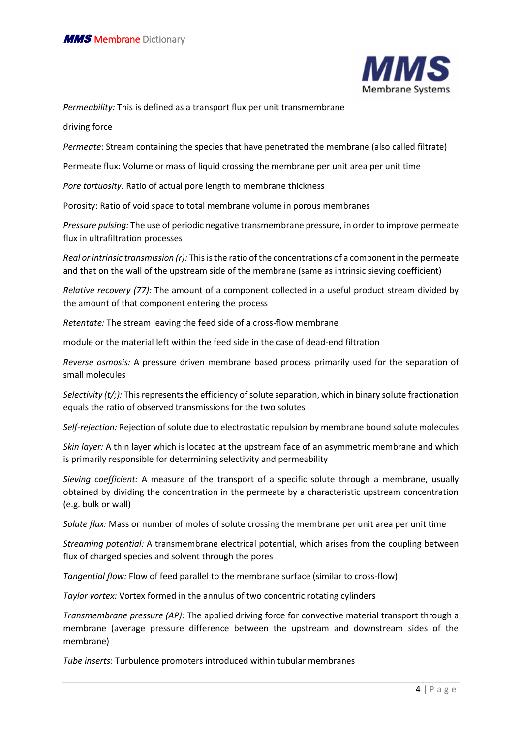*Permeability:* This is defined as a transport flux per unit transmembrane

driving force

*Permeate*: Stream containing the species that have penetrated the membrane (also called filtrate)

Permeate flux: Volume or mass of liquid crossing the membrane per unit area per unit time

*Pore tortuosity:* Ratio of actual pore length to membrane thickness

Porosity: Ratio of void space to total membrane volume in porous membranes

*Pressure pulsing:* The use of periodic negative transmembrane pressure, in order to improve permeate flux in ultrafiltration processes

*Real or intrinsic transmission (r):* This is the ratio of the concentrations of a component in the permeate and that on the wall of the upstream side of the membrane (same as intrinsic sieving coefficient)

*Relative recovery (77):* The amount of a component collected in a useful product stream divided by the amount of that component entering the process

*Retentate:* The stream leaving the feed side of a cross-flow membrane

module or the material left within the feed side in the case of dead-end filtration

*Reverse osmosis:* A pressure driven membrane based process primarily used for the separation of small molecules

*Selectivity (t/;):* This represents the efficiency of solute separation, which in binary solute fractionation equals the ratio of observed transmissions for the two solutes

*Self-rejection:* Rejection of solute due to electrostatic repulsion by membrane bound solute molecules

*Skin layer:* A thin layer which is located at the upstream face of an asymmetric membrane and which is primarily responsible for determining selectivity and permeability

*Sieving coefficient:* A measure of the transport of a specific solute through a membrane, usually obtained by dividing the concentration in the permeate by a characteristic upstream concentration (e.g. bulk or wall)

*Solute flux:* Mass or number of moles of solute crossing the membrane per unit area per unit time

*Streaming potential:* A transmembrane electrical potential, which arises from the coupling between flux of charged species and solvent through the pores

*Tangential flow:* Flow of feed parallel to the membrane surface (similar to cross-flow)

*Taylor vortex:* Vortex formed in the annulus of two concentric rotating cylinders

*Transmembrane pressure (AP):* The applied driving force for convective material transport through a membrane (average pressure difference between the upstream and downstream sides of the membrane)

*Tube inserts*: Turbulence promoters introduced within tubular membranes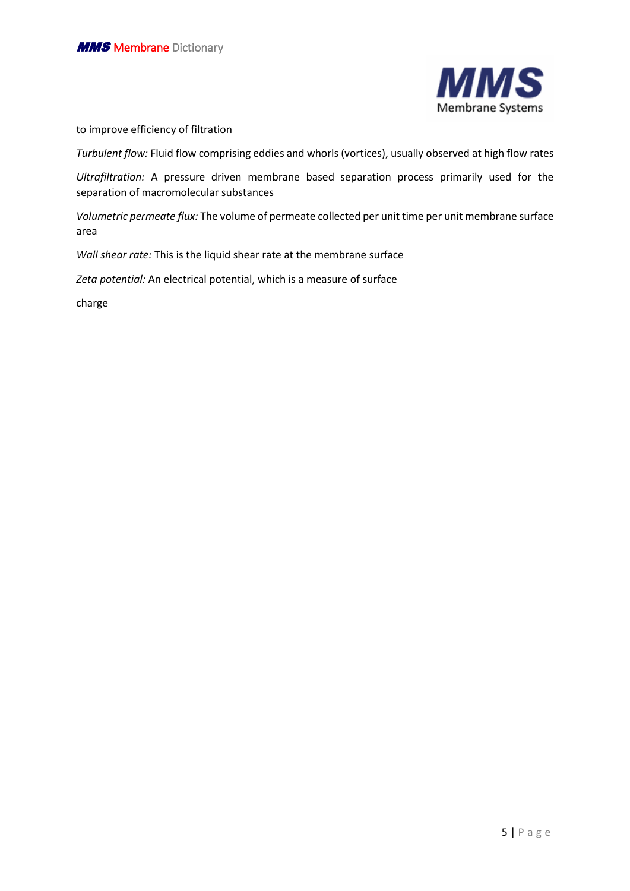to improve efficiency of filtration

*Turbulent flow:* Fluid flow comprising eddies and whorls (vortices), usually observed at high flow rates

*Ultrafiltration:* A pressure driven membrane based separation process primarily used for the separation of macromolecular substances

*Volumetric permeate flux:* The volume of permeate collected per unit time per unit membrane surface area

*Wall shear rate:* This is the liquid shear rate at the membrane surface

*Zeta potential:* An electrical potential, which is a measure of surface

charge